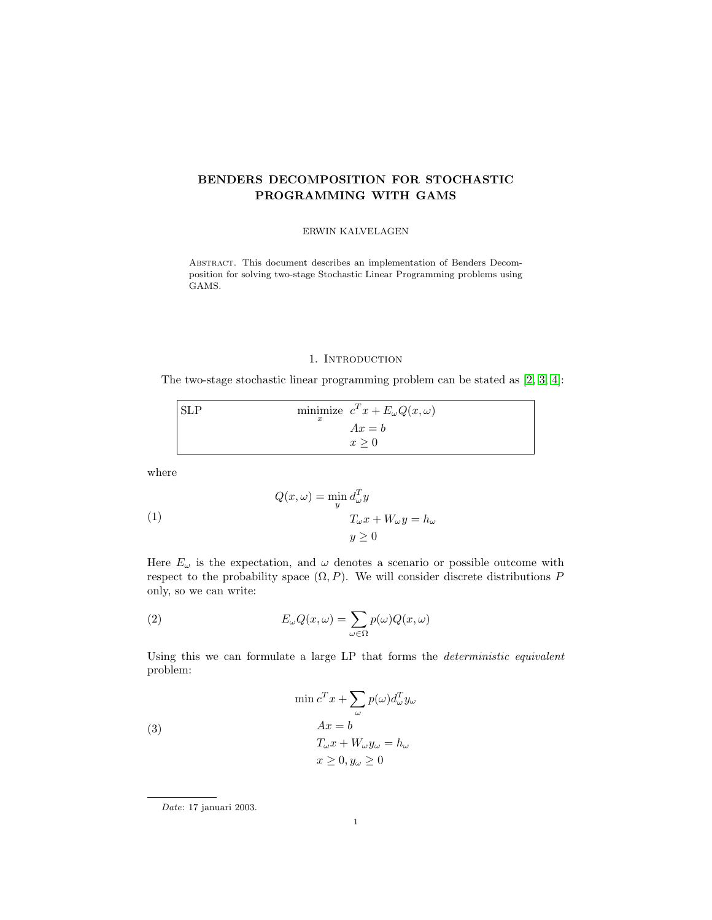# BENDERS DECOMPOSITION FOR STOCHASTIC PROGRAMMING WITH GAMS

ERWIN KALVELAGEN

Abstract. This document describes an implementation of Benders Decomposition for solving two-stage Stochastic Linear Programming problems using GAMS.

## 1. Introduction

The two-stage stochastic linear programming problem can be stated as [2, 3, 4]:

SLP

$$
\begin{aligned}
\underset{x}{\text{minimize}} \quad & c^T x + E_\omega Q(x, \omega) \\
& Ax = b \\
& x \geq 0
\end{aligned}
$$

where

$$
\begin{aligned}
Q(x, \omega) = \min_y \; & d_\omega^T y \\
& T_\omega x + W_\omega y = h_\omega \\
& y \geq 0
\end{aligned} \tag{1}
$$

Here $E_\omega$ is the expectation, and $\omega$ denotes a scenario or possible outcome with respect to the probability space $(\Omega, P)$. We will consider discrete distributions $P$ only, so we can write:

$$
E_\omega Q(x, \omega) = \sum_{\omega \in \Omega} p(\omega) Q(x, \omega) \tag{2}
$$

Using this we can formulate a large LP that forms the *deterministic equivalent* problem:

$$
\begin{aligned}
\min \; & c^T x + \sum_\omega p(\omega) d_\omega^T y_\omega \\
& Ax = b \\
& T_\omega x + W_\omega y_\omega = h_\omega \\
& x \geq 0, y_\omega \geq 0
\end{aligned} \tag{3}
$$

*Date*: 17 januari 2003.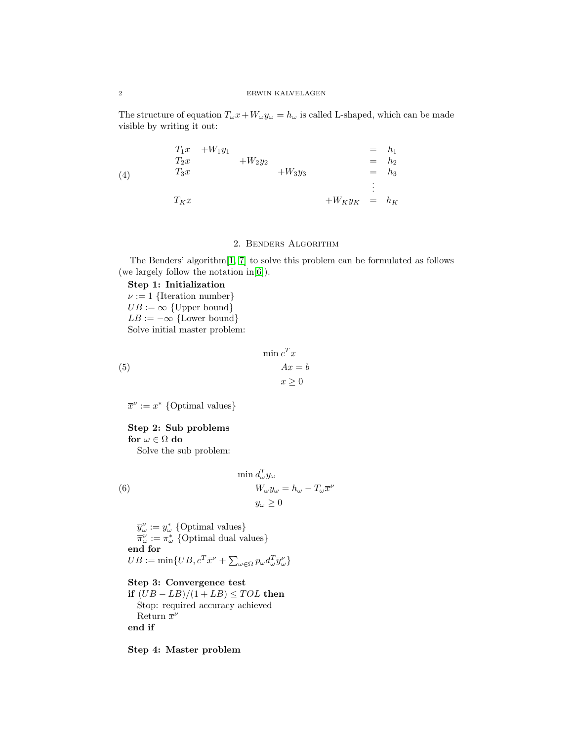The structure of equation $T_\omega x + W_\omega y_\omega = h_\omega$ is called L-shaped, which can be made visible by writing it out:

$$
\begin{array}{llllll}
T_1 x & +W_1 y_1 & & & & = & h_1 \\
T_2 x & & +W_2 y_2 & & & = & h_2 \\
T_3 x & & & +W_3 y_3 & & = & h_3 \\
 & & & & & \vdots & \\
T_K x & & & & +W_K y_K & = & h_K
\end{array}
\tag{4}
$$

## 2. Benders Algorithm

The Benders' algorithm[1, 7] to solve this problem can be formulated as follows (we largely follow the notation in[6]).

**Step 1: Initialization**
$\nu := 1$ {Iteration number}
$UB := \infty$ {Upper bound}
$LB := -\infty$ {Lower bound}
Solve initial master problem:

$$
\begin{aligned}
&\min c^T x \\
&\quad Ax = b \\
&\quad x \geq 0
\end{aligned}
\tag{5}
$$

$\overline{x}^\nu := x^*$ {Optimal values}

**Step 2: Sub problems**
**for** $\omega \in \Omega$ **do**
Solve the sub problem:

$$
\begin{aligned}
&\min d_\omega^T y_\omega \\
&\quad W_\omega y_\omega = h_\omega - T_\omega \overline{x}^\nu \\
&\quad y_\omega \geq 0
\end{aligned}
\tag{6}
$$

$\overline{y}_\omega^\nu := y_\omega^*$ {Optimal values}
$\overline{\pi}_\omega^\nu := \pi_\omega^*$ {Optimal dual values}
**end for**
$UB := \min\{UB, c^T \overline{x}^\nu + \sum_{\omega \in \Omega} p_\omega d_\omega^T \overline{y}_\omega^\nu\}$

**Step 3: Convergence test**
**if** $(UB - LB)/(1 + LB) \leq TOL$ **then**
Stop: required accuracy achieved
Return $\overline{x}^\nu$
**end if**

**Step 4: Master problem**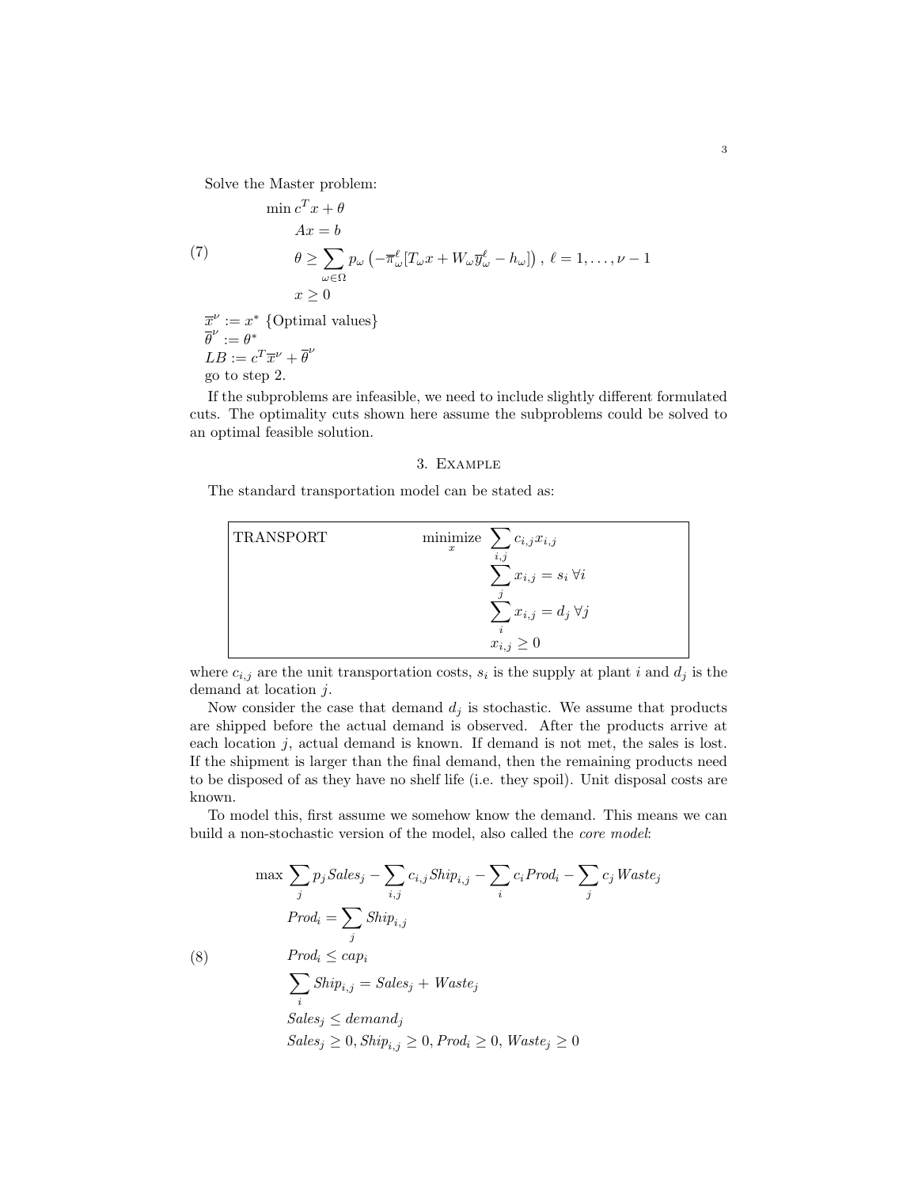Solve the Master problem:

$$
\begin{aligned}
&\min c^T x + \theta \\
&\quad Ax = b \\
&\quad \theta \geq \sum_{\omega \in \Omega} p_\omega \left( -\overline{\pi}^\ell_\omega [T_\omega x + W_\omega \overline{y}^\ell_\omega - h_\omega] \right), \ \ell = 1, \ldots, \nu - 1 \\
&\quad x \geq 0
\end{aligned}
\tag{7}
$$

$\overline{x}^\nu := x^*$ {Optimal values}
$\overline{\theta}^\nu := \theta^*$
$LB := c^T \overline{x}^\nu + \overline{\theta}^\nu$
go to step 2.

If the subproblems are infeasible, we need to include slightly different formulated cuts. The optimality cuts shown here assume the subproblems could be solved to an optimal feasible solution.

## 3. Example

The standard transportation model can be stated as:

TRANSPORT

$$
\begin{aligned}
\underset{x}{\text{minimize}} \ & \sum_{i,j} c_{i,j} x_{i,j} \\
& \sum_j x_{i,j} = s_i \ \forall i \\
& \sum_i x_{i,j} = d_j \ \forall j \\
& x_{i,j} \geq 0
\end{aligned}
$$

where $c_{i,j}$ are the unit transportation costs, $s_i$ is the supply at plant $i$ and $d_j$ is the demand at location $j$.

Now consider the case that demand $d_j$ is stochastic. We assume that products are shipped before the actual demand is observed. After the products arrive at each location $j$, actual demand is known. If demand is not met, the sales is lost. If the shipment is larger than the final demand, then the remaining products need to be disposed of as they have no shelf life (i.e. they spoil). Unit disposal costs are known.

To model this, first assume we somehow know the demand. This means we can build a non-stochastic version of the model, also called the *core model*:

$$
\begin{aligned}
\max \ & \sum_j p_j Sales_j - \sum_{i,j} c_{i,j} Ship_{i,j} - \sum_i c_i Prod_i - \sum_j c_j Waste_j \\
& Prod_i = \sum_j Ship_{i,j} \\
& Prod_i \leq cap_i \\
& \sum_i Ship_{i,j} = Sales_j + Waste_j \\
& Sales_j \leq demand_j \\
& Sales_j \geq 0, Ship_{i,j} \geq 0, Prod_i \geq 0, Waste_j \geq 0
\end{aligned}
\tag{8}
$$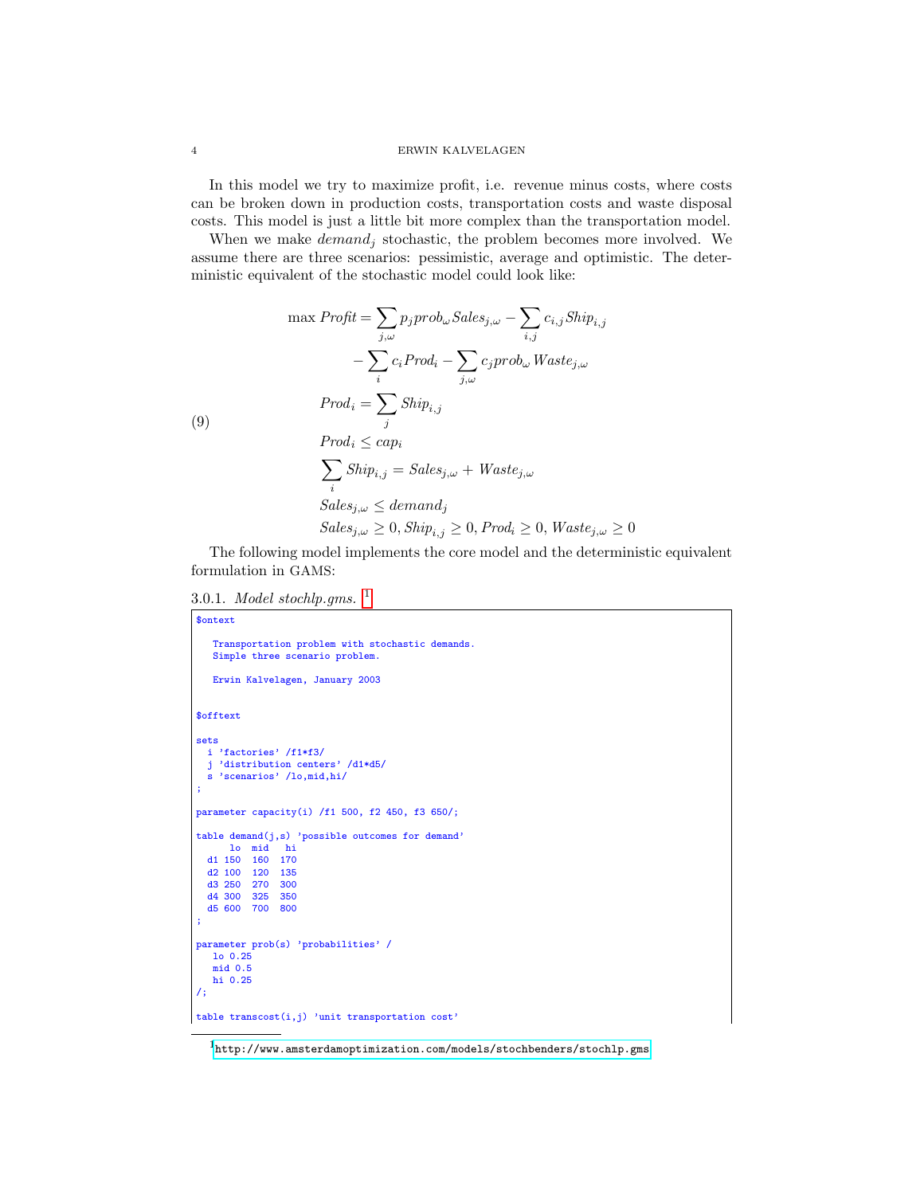In this model we try to maximize profit, i.e. revenue minus costs, where costs can be broken down in production costs, transportation costs and waste disposal costs. This model is just a little bit more complex than the transportation model.

When we make $demand_j$ stochastic, the problem becomes more involved. We assume there are three scenarios: pessimistic, average and optimistic. The deterministic equivalent of the stochastic model could look like:

$$
\begin{aligned}
\max\ Profit &= \sum_{j,\omega} p_j prob_\omega Sales_{j,\omega} - \sum_{i,j} c_{i,j} Ship_{i,j} \\
&\quad - \sum_i c_i Prod_i - \sum_{j,\omega} c_j prob_\omega Waste_{j,\omega} \\
Prod_i &= \sum_j Ship_{i,j} \\
Prod_i &\le cap_i \\
\sum_i Ship_{i,j} &= Sales_{j,\omega} + Waste_{j,\omega} \\
Sales_{j,\omega} &\le demand_j \\
Sales_{j,\omega} &\ge 0, Ship_{i,j} \ge 0, Prod_i \ge 0, Waste_{j,\omega} \ge 0
\end{aligned}
\tag{9}
$$

The following model implements the core model and the deterministic equivalent formulation in GAMS:

3.0.1. *Model stochlp.gms.* [1]

```
$ontext

   Transportation problem with stochastic demands.
   Simple three scenario problem.

   Erwin Kalvelagen, January 2003


$offtext

sets
  i 'factories' /f1*f3/
  j 'distribution centers' /d1*d5/
  s 'scenarios' /lo,mid,hi/
;

parameter capacity(i) /f1 500, f2 450, f3 650/;

table demand(j,s) 'possible outcomes for demand'
      lo  mid   hi
  d1 150  160  170
  d2 100  120  135
  d3 250  270  300
  d4 300  325  350
  d5 600  700  800
;

parameter prob(s) 'probabilities' /
   lo 0.25
   mid 0.5
   hi 0.25
/;

table transcost(i,j) 'unit transportation cost'
```

[1] http://www.amsterdamoptimization.com/models/stochbenders/stochlp.gms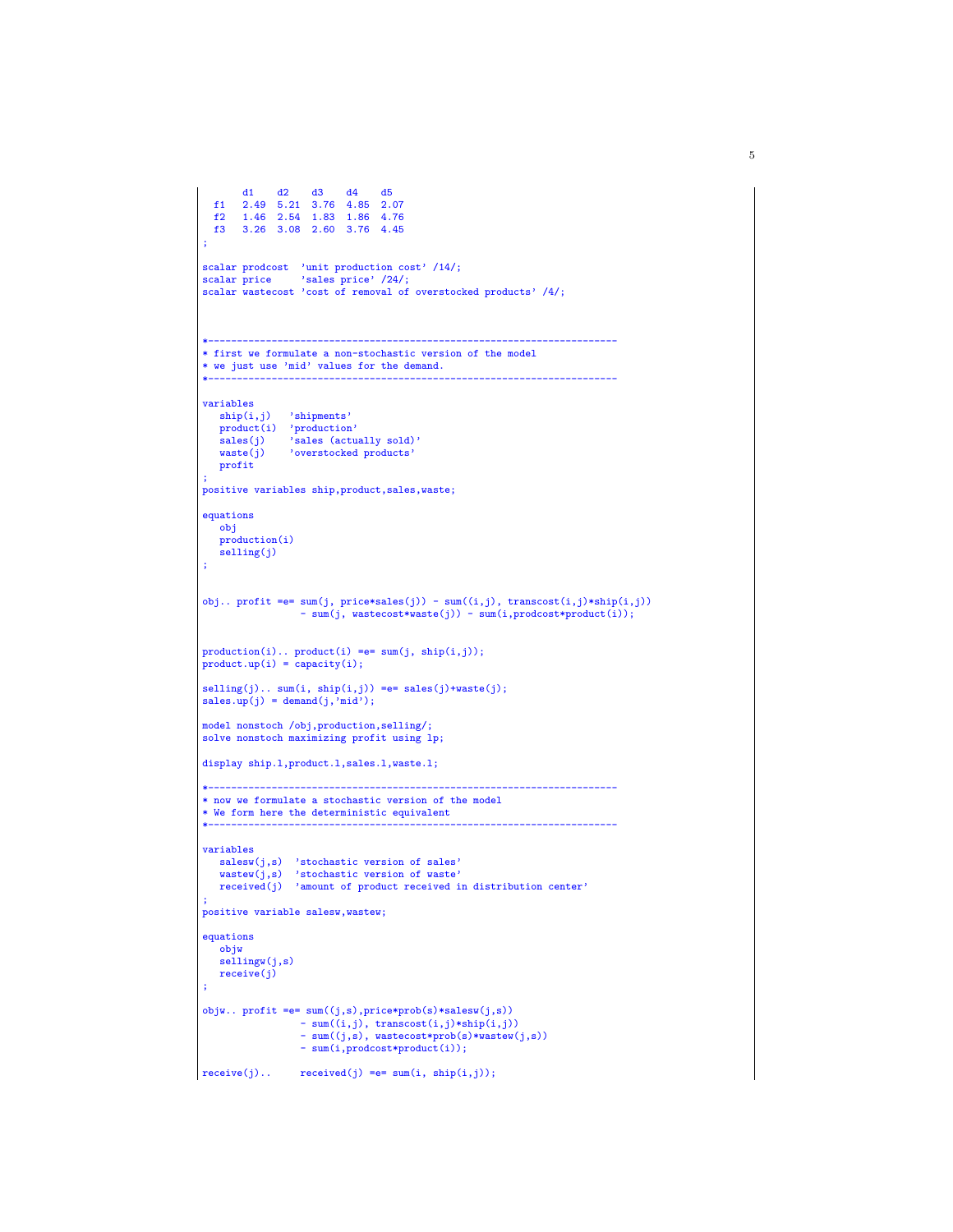```
       d1    d2    d3    d4    d5
  f1   2.49  5.21  3.76  4.85  2.07
  f2   1.46  2.54  1.83  1.86  4.76
  f3   3.26  3.08  2.60  3.76  4.45
;

scalar prodcost  'unit production cost' /14/;
scalar price     'sales price' /24/;
scalar wastecost 'cost of removal of overstocked products' /4/;



*-----------------------------------------------------------------------
* first we formulate a non-stochastic version of the model
* we just use 'mid' values for the demand.
*-----------------------------------------------------------------------

variables
   ship(i,j)   'shipments'
   product(i)  'production'
   sales(j)    'sales (actually sold)'
   waste(j)    'overstocked products'
   profit
;
positive variables ship,product,sales,waste;

equations
   obj
   production(i)
   selling(j)
;


obj.. profit =e= sum(j, price*sales(j)) - sum((i,j), transcost(i,j)*ship(i,j))
                 - sum(j, wastecost*waste(j)) - sum(i,prodcost*product(i));


production(i).. product(i) =e= sum(j, ship(i,j));
product.up(i) = capacity(i);

selling(j).. sum(i, ship(i,j)) =e= sales(j)+waste(j);
sales.up(j) = demand(j,'mid');

model nonstoch /obj,production,selling/;
solve nonstoch maximizing profit using lp;

display ship.l,product.l,sales.l,waste.l;

*-----------------------------------------------------------------------
* now we formulate a stochastic version of the model
* We form here the deterministic equivalent
*-----------------------------------------------------------------------

variables
   salesw(j,s)  'stochastic version of sales'
   wastew(j,s)  'stochastic version of waste'
   received(j)  'amount of product received in distribution center'
;
positive variable salesw,wastew;

equations
   objw
   sellingw(j,s)
   receive(j)
;

objw.. profit =e= sum((j,s),price*prob(s)*salesw(j,s))
                 - sum((i,j), transcost(i,j)*ship(i,j))
                 - sum((j,s), wastecost*prob(s)*wastew(j,s))
                 - sum(i,prodcost*product(i));

receive(j)..     received(j) =e= sum(i, ship(i,j));
```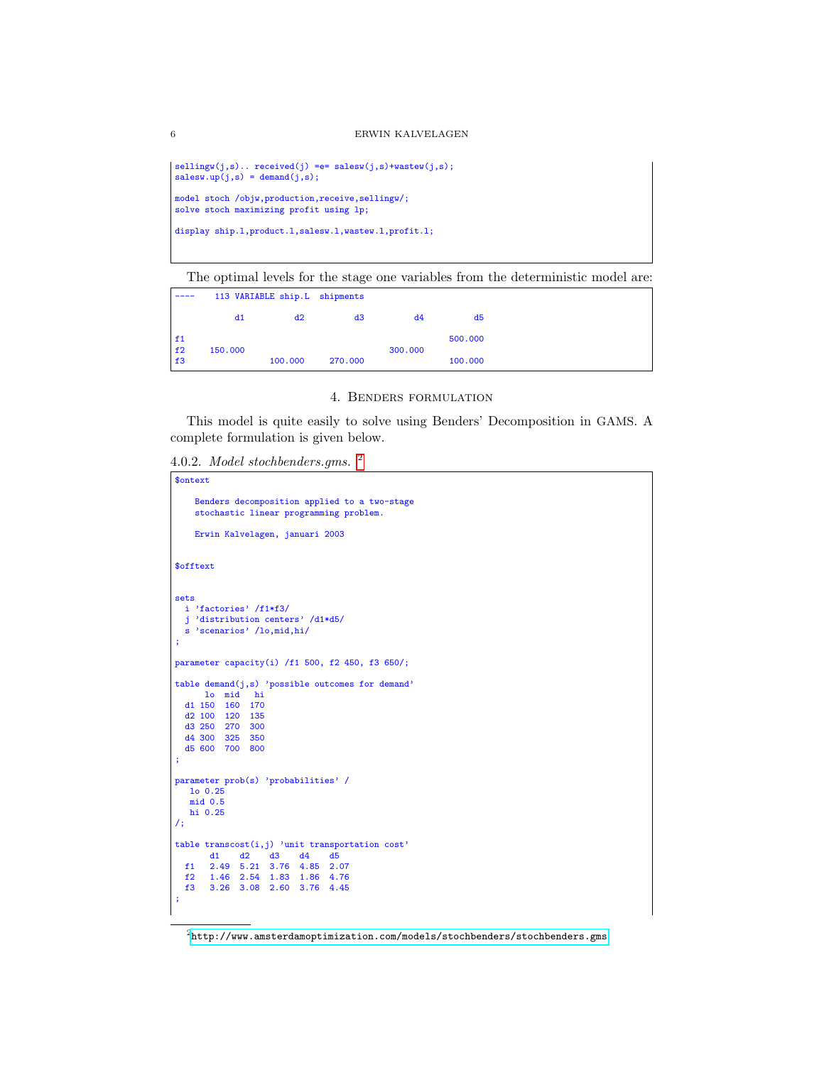```
sellingw(j,s).. received(j) =e= salesw(j,s)+wastew(j,s);
salesw.up(j,s) = demand(j,s);

model stoch /objw,production,receive,sellingw/;
solve stoch maximizing profit using lp;

display ship.l,product.l,salesw.l,wastew.l,profit.l;
```

The optimal levels for the stage one variables from the deterministic model are:

```
----    113 VARIABLE ship.L  shipments

            d1          d2          d3          d4          d5

f1                                                     500.000
f2     150.000                             300.000
f3                 100.000     270.000                 100.000
```

## 4. Benders formulation

This model is quite easily to solve using Benders' Decomposition in GAMS. A complete formulation is given below.

4.0.2. *Model stochbenders.gms.* [2]

```
$ontext

    Benders decomposition applied to a two-stage
    stochastic linear programming problem.

    Erwin Kalvelagen, januari 2003


$offtext


sets
  i 'factories' /f1*f3/
  j 'distribution centers' /d1*d5/
  s 'scenarios' /lo,mid,hi/
;

parameter capacity(i) /f1 500, f2 450, f3 650/;

table demand(j,s) 'possible outcomes for demand'
      lo  mid   hi
  d1 150  160  170
  d2 100  120  135
  d3 250  270  300
  d4 300  325  350
  d5 600  700  800
;

parameter prob(s) 'probabilities' /
   lo 0.25
   mid 0.5
   hi 0.25
/;

table transcost(i,j) 'unit transportation cost'
       d1    d2    d3    d4    d5
  f1   2.49  5.21  3.76  4.85  2.07
  f2   1.46  2.54  1.83  1.86  4.76
  f3   3.26  3.08  2.60  3.76  4.45
;
```

[2] http://www.amsterdamoptimization.com/models/stochbenders/stochbenders.gms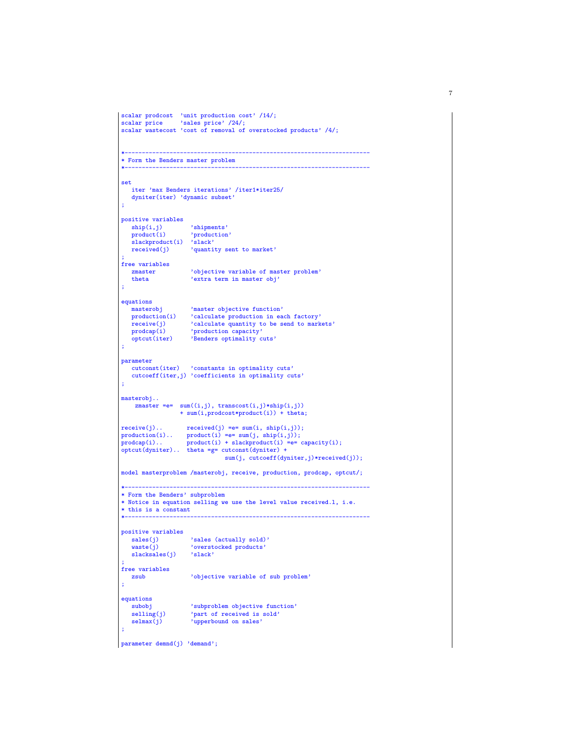```
scalar prodcost  'unit production cost' /14/;
scalar price     'sales price' /24/;
scalar wastecost 'cost of removal of overstocked products' /4/;


*-----------------------------------------------------------------------
* Form the Benders master problem
*-----------------------------------------------------------------------

set
   iter 'max Benders iterations' /iter1*iter25/
   dyniter(iter) 'dynamic subset'
;

positive variables
   ship(i,j)         'shipments'
   product(i)        'production'
   slackproduct(i)   'slack'
   received(j)       'quantity sent to market'
;
free variables
   zmaster           'objective variable of master problem'
   theta             'extra term in master obj'
;

equations
   masterobj         'master objective function'
   production(i)     'calculate production in each factory'
   receive(j)        'calculate quantity to be send to markets'
   prodcap(i)        'production capacity'
   optcut(iter)      'Benders optimality cuts'
;

parameter
   cutconst(iter)    'constants in optimality cuts'
   cutcoeff(iter,j)  'coefficients in optimality cuts'
;

masterobj..
    zmaster =e=  sum((i,j), transcost(i,j)*ship(i,j))
               + sum(i,prodcost*product(i)) + theta;

receive(j)..       received(j) =e= sum(i, ship(i,j));
production(i)..    product(i) =e= sum(j, ship(i,j));
prodcap(i)..       product(i) + slackproduct(i) =e= capacity(i);
optcut(dyniter)..  theta =g= cutconst(dyniter) +
                             sum(j, cutcoeff(dyniter,j)*received(j));

model masterproblem /masterobj, receive, production, prodcap, optcut/;

*-----------------------------------------------------------------------
* Form the Benders' subproblem
* Notice in equation selling we use the level value received.l, i.e.
* this is a constant
*-----------------------------------------------------------------------

positive variables
   sales(j)          'sales (actually sold)'
   waste(j)          'overstocked products'
   slacksales(j)     'slack'
;
free variables
   zsub              'objective variable of sub problem'
;

equations
   subobj            'subproblem objective function'
   selling(j)        'part of received is sold'
   selmax(j)         'upperbound on sales'
;

parameter demnd(j) 'demand';
```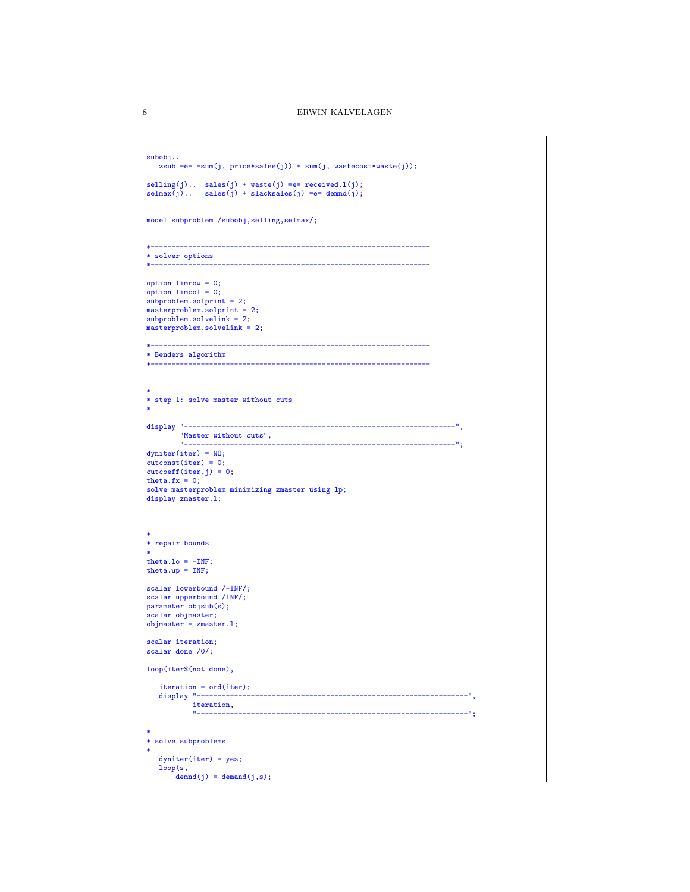```
subobj..
   zsub =e= -sum(j, price*sales(j)) + sum(j, wastecost*waste(j));

selling(j)..  sales(j) + waste(j) =e= received.l(j);
selmax(j)..   sales(j) + slacksales(j) =e= demnd(j);


model subproblem /subobj,selling,selmax/;


*-------------------------------------------------------------------
* solver options
*-------------------------------------------------------------------

option limrow = 0;
option limcol = 0;
subproblem.solprint = 2;
masterproblem.solprint = 2;
subproblem.solvelink = 2;
masterproblem.solvelink = 2;

*-------------------------------------------------------------------
* Benders algorithm
*-------------------------------------------------------------------


*
* step 1: solve master without cuts
*

display "-----------------------------------------------------------------",
        "Master without cuts",
        "-----------------------------------------------------------------";
dyniter(iter) = NO;
cutconst(iter) = 0;
cutcoeff(iter,j) = 0;
theta.fx = 0;
solve masterproblem minimizing zmaster using lp;
display zmaster.l;



*
* repair bounds
*
theta.lo = -INF;
theta.up = INF;

scalar lowerbound /-INF/;
scalar upperbound /INF/;
parameter objsub(s);
scalar objmaster;
objmaster = zmaster.l;

scalar iteration;
scalar done /0/;

loop(iter$(not done),

   iteration = ord(iter);
   display "-----------------------------------------------------------------",
           iteration,
           "-----------------------------------------------------------------";

*
* solve subproblems
*
   dyniter(iter) = yes;
   loop(s,
       demnd(j) = demand(j,s);
```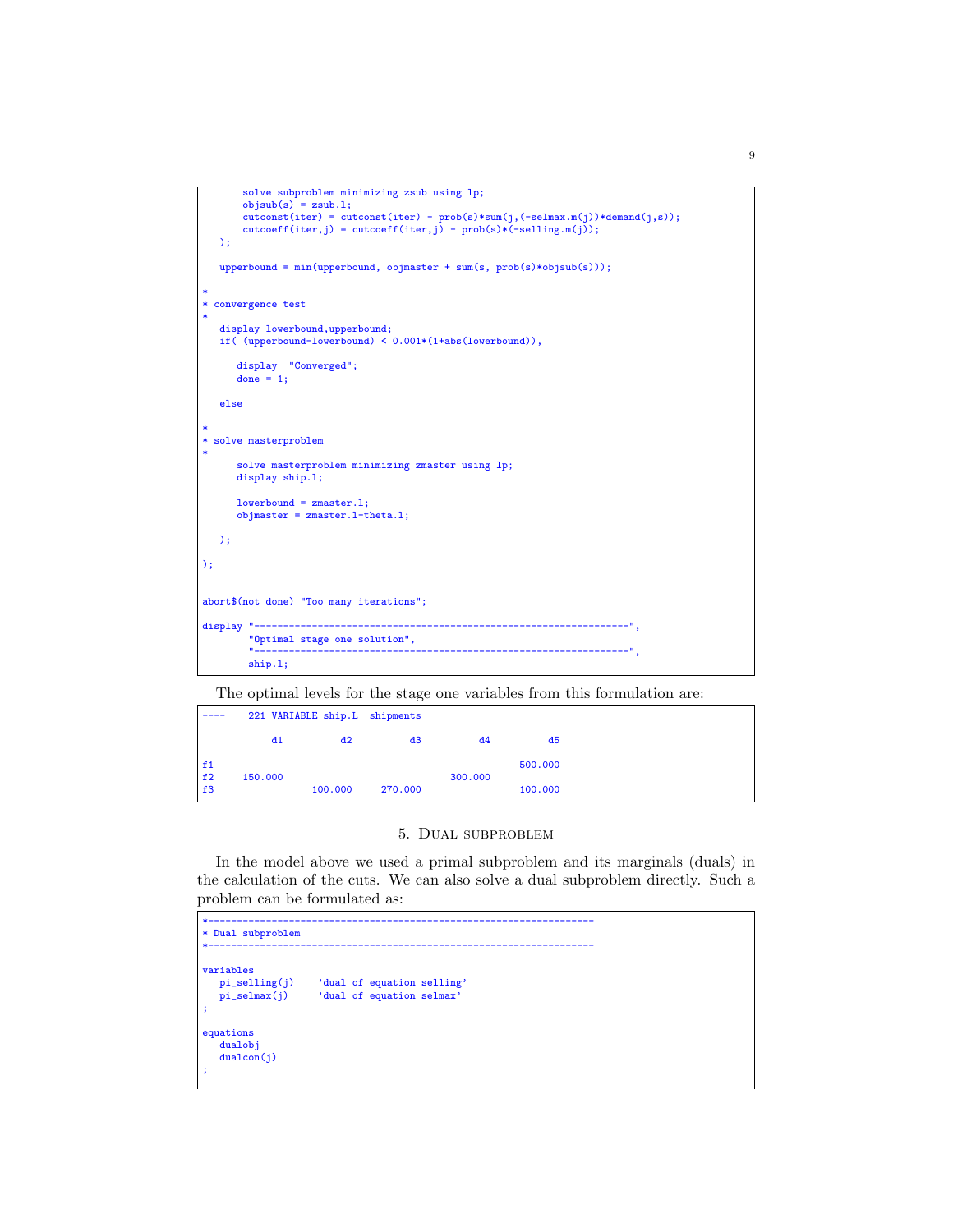```
      solve subproblem minimizing zsub using lp;
      objsub(s) = zsub.l;
      cutconst(iter) = cutconst(iter) - prob(s)*sum(j,(-selmax.m(j))*demand(j,s));
      cutcoeff(iter,j) = cutcoeff(iter,j) - prob(s)*(-selling.m(j));
   );

   upperbound = min(upperbound, objmaster + sum(s, prob(s)*objsub(s)));

*
* convergence test
*
   display lowerbound,upperbound;
   if( (upperbound-lowerbound) < 0.001*(1+abs(lowerbound)),

      display  "Converged";
      done = 1;

   else

*
* solve masterproblem
*
      solve masterproblem minimizing zmaster using lp;
      display ship.l;

      lowerbound = zmaster.l;
      objmaster = zmaster.l-theta.l;

   );

);


abort$(not done) "Too many iterations";

display "----------------------------------------------------------------",
        "Optimal stage one solution",
        "----------------------------------------------------------------",
        ship.l;
```

The optimal levels for the stage one variables from this formulation are:

```
----    221 VARIABLE ship.L  shipments

            d1          d2          d3          d4          d5

f1                                                      500.000
f2     150.000                              300.000
f3                 100.000     270.000                  100.000
```

## 5. Dual subproblem

In the model above we used a primal subproblem and its marginals (duals) in the calculation of the cuts. We can also solve a dual subproblem directly. Such a problem can be formulated as:

```
*-----------------------------------------------------------------
* Dual subproblem
*-----------------------------------------------------------------

variables
   pi_selling(j)    'dual of equation selling'
   pi_selmax(j)     'dual of equation selmax'
;

equations
   dualobj
   dualcon(j)
;
```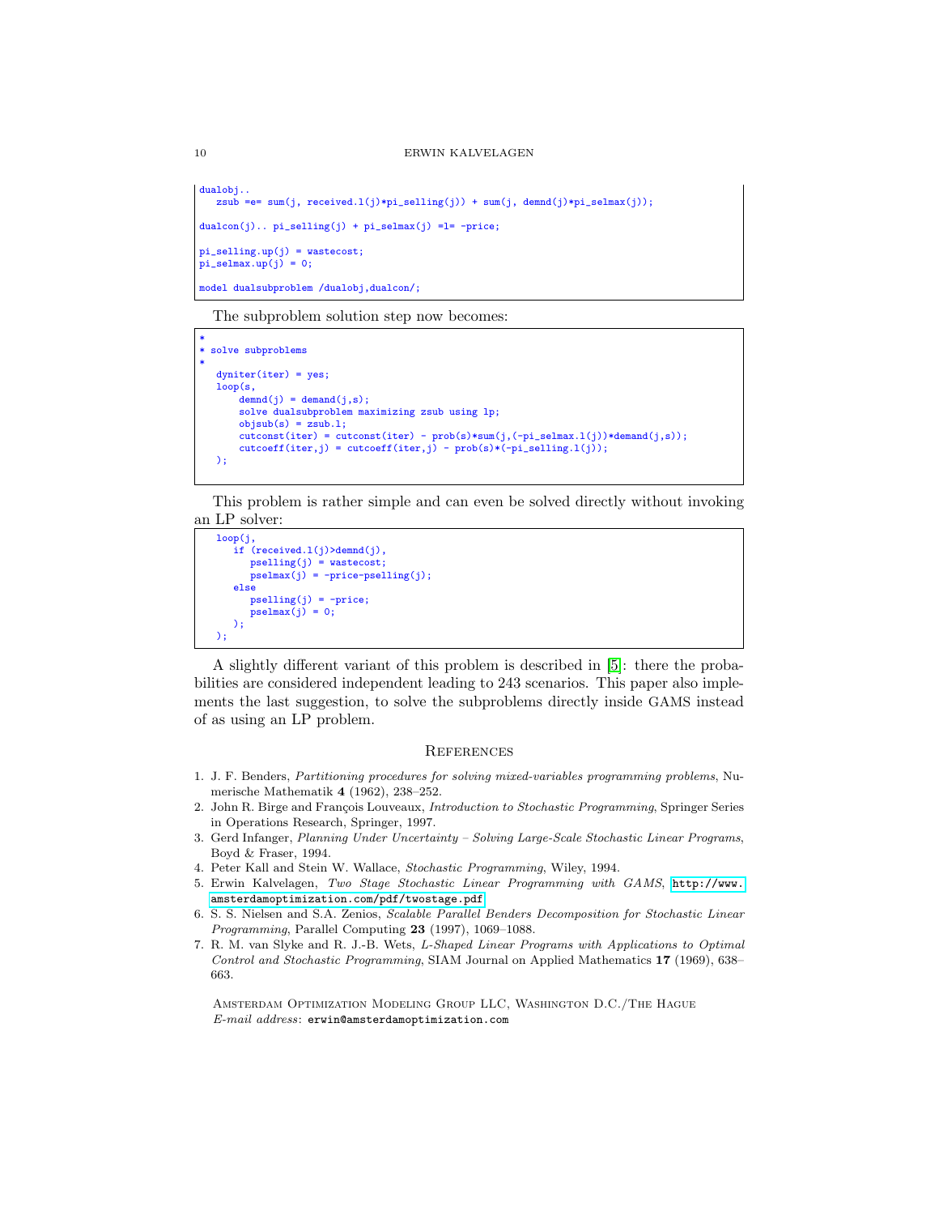```
dualobj..
   zsub =e= sum(j, received.l(j)*pi_selling(j)) + sum(j, demnd(j)*pi_selmax(j));

dualcon(j).. pi_selling(j) + pi_selmax(j) =l= -price;

pi_selling.up(j) = wastecost;
pi_selmax.up(j) = 0;

model dualsubproblem /dualobj,dualcon/;
```

The subproblem solution step now becomes:

```
*
* solve subproblems
*
   dyniter(iter) = yes;
   loop(s,
       demnd(j) = demand(j,s);
       solve dualsubproblem maximizing zsub using lp;
       objsub(s) = zsub.l;
       cutconst(iter) = cutconst(iter) - prob(s)*sum(j,(-pi_selmax.l(j))*demand(j,s));
       cutcoeff(iter,j) = cutcoeff(iter,j) - prob(s)*(-pi_selling.l(j));
   );
```

This problem is rather simple and can even be solved directly without invoking an LP solver:

```
   loop(j,
      if (received.l(j)>demnd(j),
         pselling(j) = wastecost;
         pselmax(j) = -price-pselling(j);
      else
         pselling(j) = -price;
         pselmax(j) = 0;
      );
   );
```

A slightly different variant of this problem is described in [5]: there the probabilities are considered independent leading to 243 scenarios. This paper also implements the last suggestion, to solve the subproblems directly inside GAMS instead of as using an LP problem.

## References

1. J. F. Benders, *Partitioning procedures for solving mixed-variables programming problems*, Numerische Mathematik **4** (1962), 238–252.
2. John R. Birge and François Louveaux, *Introduction to Stochastic Programming*, Springer Series in Operations Research, Springer, 1997.
3. Gerd Infanger, *Planning Under Uncertainty – Solving Large-Scale Stochastic Linear Programs*, Boyd & Fraser, 1994.
4. Peter Kall and Stein W. Wallace, *Stochastic Programming*, Wiley, 1994.
5. Erwin Kalvelagen, *Two Stage Stochastic Linear Programming with GAMS*, http://www.amsterdamoptimization.com/pdf/twostage.pdf.
6. S. S. Nielsen and S.A. Zenios, *Scalable Parallel Benders Decomposition for Stochastic Linear Programming*, Parallel Computing **23** (1997), 1069–1088.
7. R. M. van Slyke and R. J.-B. Wets, *L-Shaped Linear Programs with Applications to Optimal Control and Stochastic Programming*, SIAM Journal on Applied Mathematics **17** (1969), 638–663.

Amsterdam Optimization Modeling Group LLC, Washington D.C./The Hague
*E-mail address*: erwin@amsterdamoptimization.com